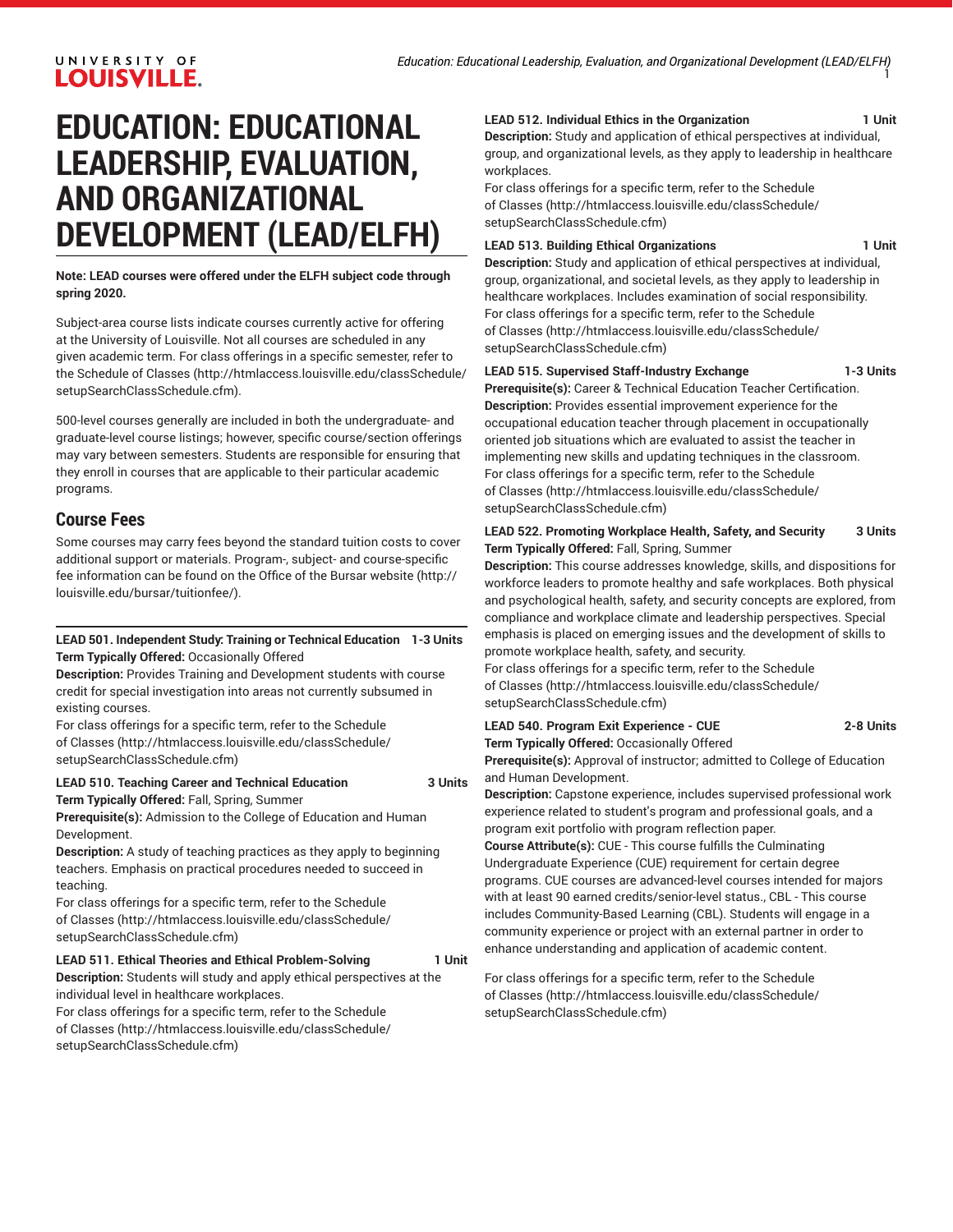# EDUCATION: EDUCATIONAL LEADERSHIP, EVALUATION, AND ORGANIZATIONAL DEVELOPMENT (LEAD/ELFH)

**Note: LEAD courses were offered under the ELFH subject code through spring 2020.**

Subject-area course lists indicate courses currently active for offering at the University of Louisville. Not all courses are scheduled in any given academic term. For class offerings in a specific semester, refer to the Schedule of Classes (http://htmlaccess.louisville.edu/classSchedule/setupSearchClassSchedule.cfm).

500-level courses generally are included in both the undergraduate- and graduate-level course listings; however, specific course/section offerings may vary between semesters. Students are responsible for ensuring that they enroll in courses that are applicable to their particular academic programs.

## Course Fees

Some courses may carry fees beyond the standard tuition costs to cover additional support or materials. Program-, subject- and course-specific fee information can be found on the Office of the Bursar website (http://louisville.edu/bursar/tuitionfee/).

---

**LEAD 501. Independent Study: Training or Technical Education 1-3 Units**
**Term Typically Offered:** Occasionally Offered
**Description:** Provides Training and Development students with course credit for special investigation into areas not currently subsumed in existing courses.
For class offerings for a specific term, refer to the Schedule of Classes (http://htmlaccess.louisville.edu/classSchedule/setupSearchClassSchedule.cfm)

**LEAD 510. Teaching Career and Technical Education 3 Units**
**Term Typically Offered:** Fall, Spring, Summer
**Prerequisite(s):** Admission to the College of Education and Human Development.
**Description:** A study of teaching practices as they apply to beginning teachers. Emphasis on practical procedures needed to succeed in teaching.
For class offerings for a specific term, refer to the Schedule of Classes (http://htmlaccess.louisville.edu/classSchedule/setupSearchClassSchedule.cfm)

**LEAD 511. Ethical Theories and Ethical Problem-Solving 1 Unit**
**Description:** Students will study and apply ethical perspectives at the individual level in healthcare workplaces.
For class offerings for a specific term, refer to the Schedule of Classes (http://htmlaccess.louisville.edu/classSchedule/setupSearchClassSchedule.cfm)

**LEAD 512. Individual Ethics in the Organization 1 Unit**
**Description:** Study and application of ethical perspectives at individual, group, and organizational levels, as they apply to leadership in healthcare workplaces.
For class offerings for a specific term, refer to the Schedule of Classes (http://htmlaccess.louisville.edu/classSchedule/setupSearchClassSchedule.cfm)

**LEAD 513. Building Ethical Organizations 1 Unit**
**Description:** Study and application of ethical perspectives at individual, group, organizational, and societal levels, as they apply to leadership in healthcare workplaces. Includes examination of social responsibility.
For class offerings for a specific term, refer to the Schedule of Classes (http://htmlaccess.louisville.edu/classSchedule/setupSearchClassSchedule.cfm)

**LEAD 515. Supervised Staff-Industry Exchange 1-3 Units**
**Prerequisite(s):** Career & Technical Education Teacher Certification.
**Description:** Provides essential improvement experience for the occupational education teacher through placement in occupationally oriented job situations which are evaluated to assist the teacher in implementing new skills and updating techniques in the classroom.
For class offerings for a specific term, refer to the Schedule of Classes (http://htmlaccess.louisville.edu/classSchedule/setupSearchClassSchedule.cfm)

**LEAD 522. Promoting Workplace Health, Safety, and Security 3 Units**
**Term Typically Offered:** Fall, Spring, Summer
**Description:** This course addresses knowledge, skills, and dispositions for workforce leaders to promote healthy and safe workplaces. Both physical and psychological health, safety, and security concepts are explored, from compliance and workplace climate and leadership perspectives. Special emphasis is placed on emerging issues and the development of skills to promote workplace health, safety, and security.
For class offerings for a specific term, refer to the Schedule of Classes (http://htmlaccess.louisville.edu/classSchedule/setupSearchClassSchedule.cfm)

**LEAD 540. Program Exit Experience - CUE 2-8 Units**
**Term Typically Offered:** Occasionally Offered
**Prerequisite(s):** Approval of instructor; admitted to College of Education and Human Development.
**Description:** Capstone experience, includes supervised professional work experience related to student's program and professional goals, and a program exit portfolio with program reflection paper.
**Course Attribute(s):** CUE - This course fulfills the Culminating Undergraduate Experience (CUE) requirement for certain degree programs. CUE courses are advanced-level courses intended for majors with at least 90 earned credits/senior-level status., CBL - This course includes Community-Based Learning (CBL). Students will engage in a community experience or project with an external partner in order to enhance understanding and application of academic content.

For class offerings for a specific term, refer to the Schedule of Classes (http://htmlaccess.louisville.edu/classSchedule/setupSearchClassSchedule.cfm)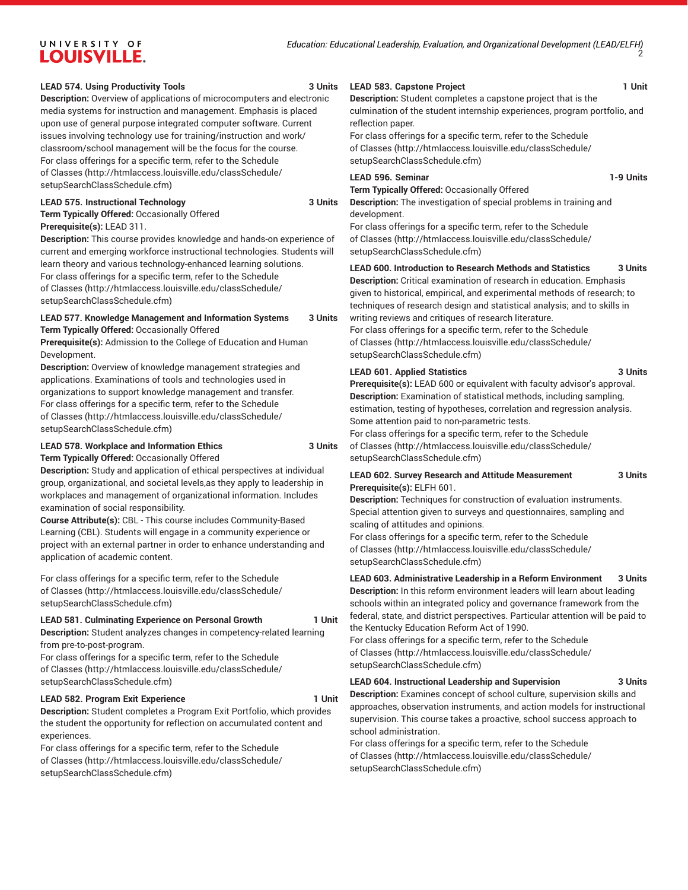**LEAD 574. Using Productivity Tools** **3 Units**

**Description:** Overview of applications of microcomputers and electronic media systems for instruction and management. Emphasis is placed upon use of general purpose integrated computer software. Current issues involving technology use for training/instruction and work/classroom/school management will be the focus for the course.

For class offerings for a specific term, refer to the Schedule of Classes (http://htmlaccess.louisville.edu/classSchedule/setupSearchClassSchedule.cfm)

**LEAD 575. Instructional Technology** **3 Units**

**Term Typically Offered:** Occasionally Offered

**Prerequisite(s):** LEAD 311.

**Description:** This course provides knowledge and hands-on experience of current and emerging workforce instructional technologies. Students will learn theory and various technology-enhanced learning solutions.

For class offerings for a specific term, refer to the Schedule of Classes (http://htmlaccess.louisville.edu/classSchedule/setupSearchClassSchedule.cfm)

**LEAD 577. Knowledge Management and Information Systems** **3 Units**

**Term Typically Offered:** Occasionally Offered

**Prerequisite(s):** Admission to the College of Education and Human Development.

**Description:** Overview of knowledge management strategies and applications. Examinations of tools and technologies used in organizations to support knowledge management and transfer.

For class offerings for a specific term, refer to the Schedule of Classes (http://htmlaccess.louisville.edu/classSchedule/setupSearchClassSchedule.cfm)

**LEAD 578. Workplace and Information Ethics** **3 Units**

**Term Typically Offered:** Occasionally Offered

**Description:** Study and application of ethical perspectives at individual group, organizational, and societal levels,as they apply to leadership in workplaces and management of organizational information. Includes examination of social responsibility.

**Course Attribute(s):** CBL - This course includes Community-Based Learning (CBL). Students will engage in a community experience or project with an external partner in order to enhance understanding and application of academic content.

For class offerings for a specific term, refer to the Schedule of Classes (http://htmlaccess.louisville.edu/classSchedule/setupSearchClassSchedule.cfm)

**LEAD 581. Culminating Experience on Personal Growth** **1 Unit**

**Description:** Student analyzes changes in competency-related learning from pre-to-post-program.

For class offerings for a specific term, refer to the Schedule of Classes (http://htmlaccess.louisville.edu/classSchedule/setupSearchClassSchedule.cfm)

**LEAD 582. Program Exit Experience** **1 Unit**

**Description:** Student completes a Program Exit Portfolio, which provides the student the opportunity for reflection on accumulated content and experiences.

For class offerings for a specific term, refer to the Schedule of Classes (http://htmlaccess.louisville.edu/classSchedule/setupSearchClassSchedule.cfm)

**LEAD 583. Capstone Project** **1 Unit**

**Description:** Student completes a capstone project that is the culmination of the student internship experiences, program portfolio, and reflection paper.

For class offerings for a specific term, refer to the Schedule of Classes (http://htmlaccess.louisville.edu/classSchedule/setupSearchClassSchedule.cfm)

**LEAD 596. Seminar** **1-9 Units**

**Term Typically Offered:** Occasionally Offered

**Description:** The investigation of special problems in training and development.

For class offerings for a specific term, refer to the Schedule of Classes (http://htmlaccess.louisville.edu/classSchedule/setupSearchClassSchedule.cfm)

**LEAD 600. Introduction to Research Methods and Statistics** **3 Units**

**Description:** Critical examination of research in education. Emphasis given to historical, empirical, and experimental methods of research; to techniques of research design and statistical analysis; and to skills in writing reviews and critiques of research literature.

For class offerings for a specific term, refer to the Schedule of Classes (http://htmlaccess.louisville.edu/classSchedule/setupSearchClassSchedule.cfm)

**LEAD 601. Applied Statistics** **3 Units**

**Prerequisite(s):** LEAD 600 or equivalent with faculty advisor's approval.

**Description:** Examination of statistical methods, including sampling, estimation, testing of hypotheses, correlation and regression analysis. Some attention paid to non-parametric tests.

For class offerings for a specific term, refer to the Schedule of Classes (http://htmlaccess.louisville.edu/classSchedule/setupSearchClassSchedule.cfm)

**LEAD 602. Survey Research and Attitude Measurement** **3 Units**

**Prerequisite(s):** ELFH 601.

**Description:** Techniques for construction of evaluation instruments. Special attention given to surveys and questionnaires, sampling and scaling of attitudes and opinions.

For class offerings for a specific term, refer to the Schedule of Classes (http://htmlaccess.louisville.edu/classSchedule/setupSearchClassSchedule.cfm)

**LEAD 603. Administrative Leadership in a Reform Environment** **3 Units**

**Description:** In this reform environment leaders will learn about leading schools within an integrated policy and governance framework from the federal, state, and district perspectives. Particular attention will be paid to the Kentucky Education Reform Act of 1990.

For class offerings for a specific term, refer to the Schedule of Classes (http://htmlaccess.louisville.edu/classSchedule/setupSearchClassSchedule.cfm)

**LEAD 604. Instructional Leadership and Supervision** **3 Units**

**Description:** Examines concept of school culture, supervision skills and approaches, observation instruments, and action models for instructional supervision. This course takes a proactive, school success approach to school administration.

For class offerings for a specific term, refer to the Schedule of Classes (http://htmlaccess.louisville.edu/classSchedule/setupSearchClassSchedule.cfm)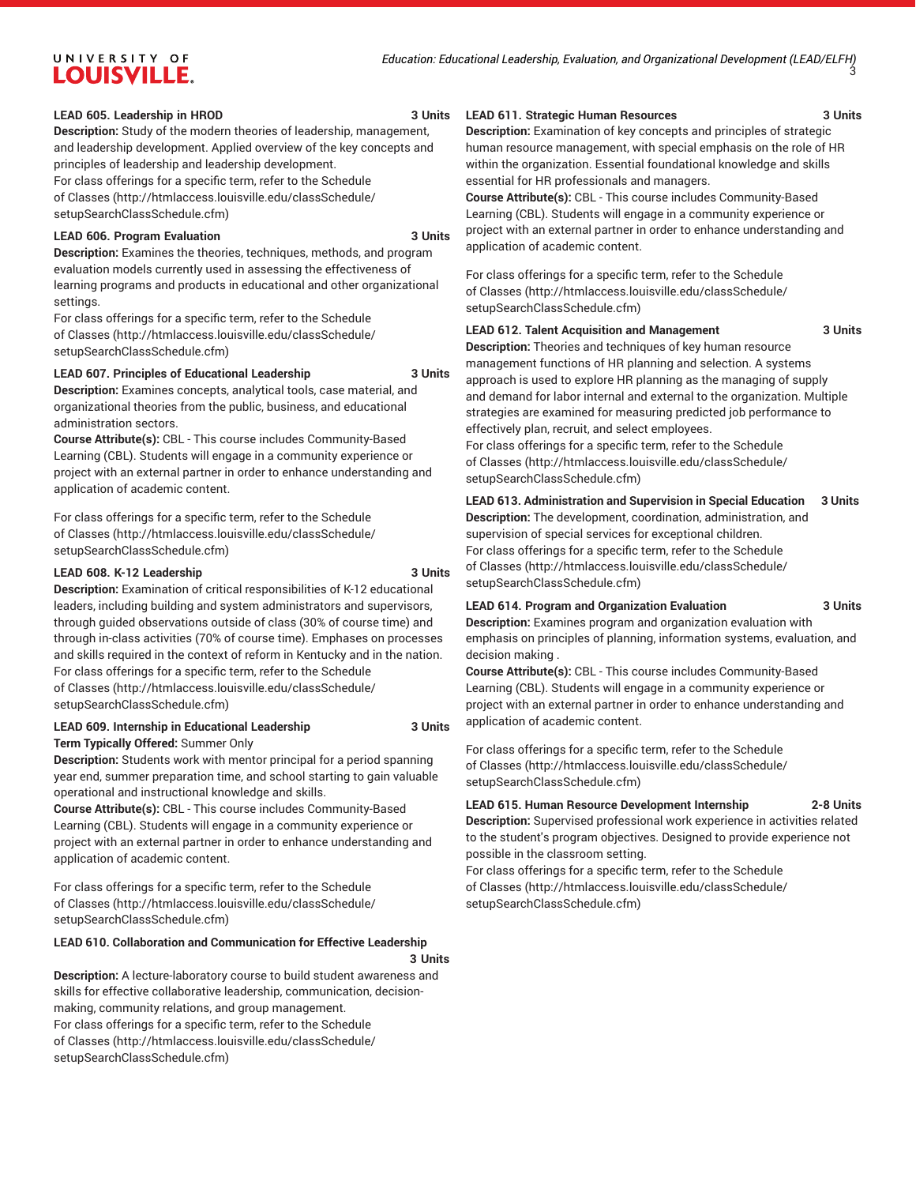**LEAD 605. Leadership in HROD 3 Units**

**Description:** Study of the modern theories of leadership, management, and leadership development. Applied overview of the key concepts and principles of leadership and leadership development.

For class offerings for a specific term, refer to the Schedule of Classes (http://htmlaccess.louisville.edu/classSchedule/setupSearchClassSchedule.cfm)

**LEAD 606. Program Evaluation 3 Units**

**Description:** Examines the theories, techniques, methods, and program evaluation models currently used in assessing the effectiveness of learning programs and products in educational and other organizational settings.

For class offerings for a specific term, refer to the Schedule of Classes (http://htmlaccess.louisville.edu/classSchedule/setupSearchClassSchedule.cfm)

**LEAD 607. Principles of Educational Leadership 3 Units**

**Description:** Examines concepts, analytical tools, case material, and organizational theories from the public, business, and educational administration sectors.

**Course Attribute(s):** CBL - This course includes Community-Based Learning (CBL). Students will engage in a community experience or project with an external partner in order to enhance understanding and application of academic content.

For class offerings for a specific term, refer to the Schedule of Classes (http://htmlaccess.louisville.edu/classSchedule/setupSearchClassSchedule.cfm)

**LEAD 608. K-12 Leadership 3 Units**

**Description:** Examination of critical responsibilities of K-12 educational leaders, including building and system administrators and supervisors, through guided observations outside of class (30% of course time) and through in-class activities (70% of course time). Emphases on processes and skills required in the context of reform in Kentucky and in the nation.

For class offerings for a specific term, refer to the Schedule of Classes (http://htmlaccess.louisville.edu/classSchedule/setupSearchClassSchedule.cfm)

**LEAD 609. Internship in Educational Leadership 3 Units**

**Term Typically Offered:** Summer Only

**Description:** Students work with mentor principal for a period spanning year end, summer preparation time, and school starting to gain valuable operational and instructional knowledge and skills.

**Course Attribute(s):** CBL - This course includes Community-Based Learning (CBL). Students will engage in a community experience or project with an external partner in order to enhance understanding and application of academic content.

For class offerings for a specific term, refer to the Schedule of Classes (http://htmlaccess.louisville.edu/classSchedule/setupSearchClassSchedule.cfm)

**LEAD 610. Collaboration and Communication for Effective Leadership 3 Units**

**Description:** A lecture-laboratory course to build student awareness and skills for effective collaborative leadership, communication, decision-making, community relations, and group management.

For class offerings for a specific term, refer to the Schedule of Classes (http://htmlaccess.louisville.edu/classSchedule/setupSearchClassSchedule.cfm)

**LEAD 611. Strategic Human Resources 3 Units**

**Description:** Examination of key concepts and principles of strategic human resource management, with special emphasis on the role of HR within the organization. Essential foundational knowledge and skills essential for HR professionals and managers.

**Course Attribute(s):** CBL - This course includes Community-Based Learning (CBL). Students will engage in a community experience or project with an external partner in order to enhance understanding and application of academic content.

For class offerings for a specific term, refer to the Schedule of Classes (http://htmlaccess.louisville.edu/classSchedule/setupSearchClassSchedule.cfm)

**LEAD 612. Talent Acquisition and Management 3 Units**

**Description:** Theories and techniques of key human resource management functions of HR planning and selection. A systems approach is used to explore HR planning as the managing of supply and demand for labor internal and external to the organization. Multiple strategies are examined for measuring predicted job performance to effectively plan, recruit, and select employees.

For class offerings for a specific term, refer to the Schedule of Classes (http://htmlaccess.louisville.edu/classSchedule/setupSearchClassSchedule.cfm)

**LEAD 613. Administration and Supervision in Special Education 3 Units**

**Description:** The development, coordination, administration, and supervision of special services for exceptional children.

For class offerings for a specific term, refer to the Schedule of Classes (http://htmlaccess.louisville.edu/classSchedule/setupSearchClassSchedule.cfm)

**LEAD 614. Program and Organization Evaluation 3 Units**

**Description:** Examines program and organization evaluation with emphasis on principles of planning, information systems, evaluation, and decision making .

**Course Attribute(s):** CBL - This course includes Community-Based Learning (CBL). Students will engage in a community experience or project with an external partner in order to enhance understanding and application of academic content.

For class offerings for a specific term, refer to the Schedule of Classes (http://htmlaccess.louisville.edu/classSchedule/setupSearchClassSchedule.cfm)

**LEAD 615. Human Resource Development Internship 2-8 Units**

**Description:** Supervised professional work experience in activities related to the student's program objectives. Designed to provide experience not possible in the classroom setting.

For class offerings for a specific term, refer to the Schedule of Classes (http://htmlaccess.louisville.edu/classSchedule/setupSearchClassSchedule.cfm)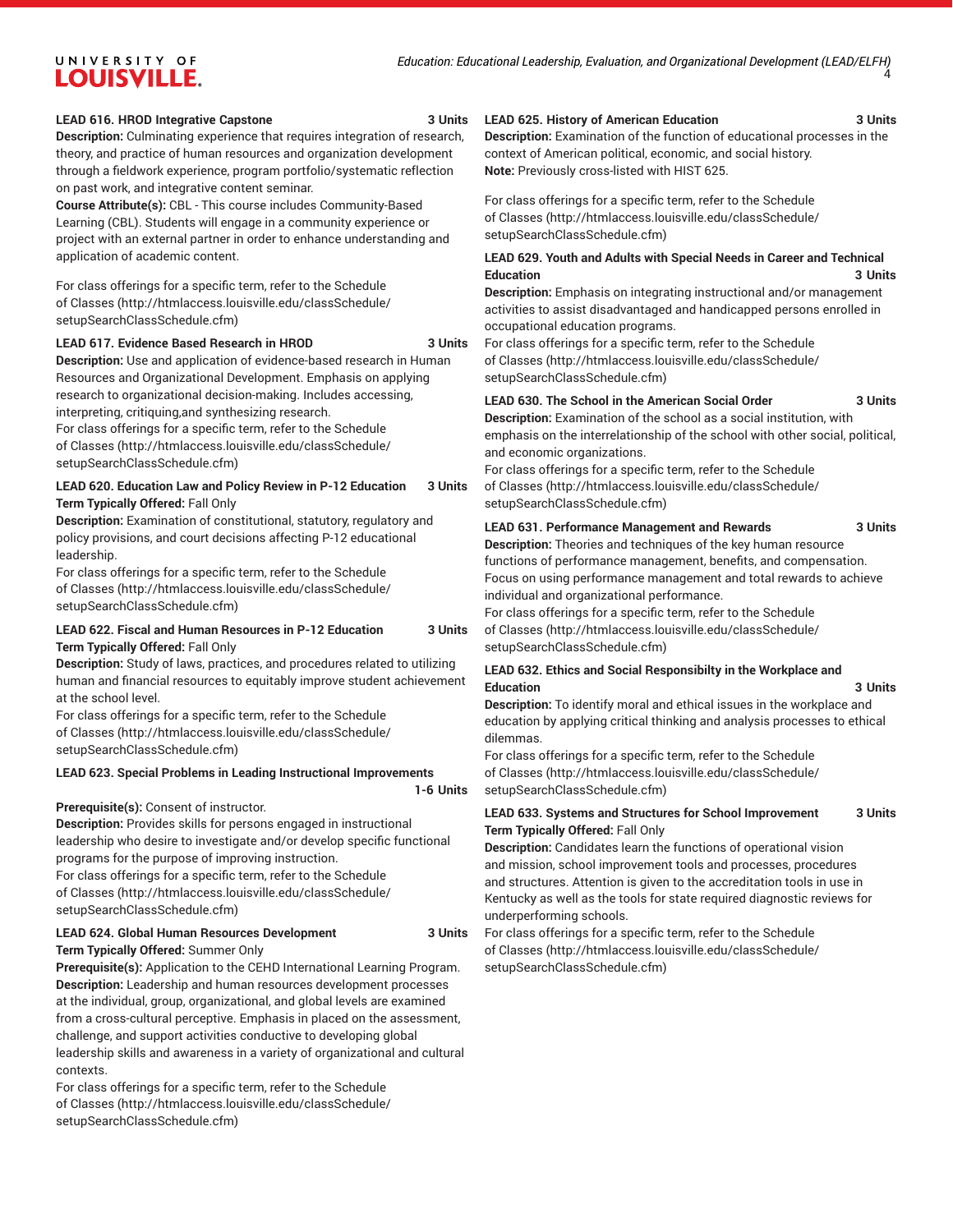**LEAD 616. HROD Integrative Capstone** 3 Units

**Description:** Culminating experience that requires integration of research, theory, and practice of human resources and organization development through a fieldwork experience, program portfolio/systematic reflection on past work, and integrative content seminar.

**Course Attribute(s):** CBL - This course includes Community-Based Learning (CBL). Students will engage in a community experience or project with an external partner in order to enhance understanding and application of academic content.

For class offerings for a specific term, refer to the Schedule of Classes (http://htmlaccess.louisville.edu/classSchedule/setupSearchClassSchedule.cfm)

**LEAD 617. Evidence Based Research in HROD** 3 Units

**Description:** Use and application of evidence-based research in Human Resources and Organizational Development. Emphasis on applying research to organizational decision-making. Includes accessing, interpreting, critiquing,and synthesizing research.

For class offerings for a specific term, refer to the Schedule of Classes (http://htmlaccess.louisville.edu/classSchedule/setupSearchClassSchedule.cfm)

**LEAD 620. Education Law and Policy Review in P-12 Education** 3 Units

**Term Typically Offered:** Fall Only

**Description:** Examination of constitutional, statutory, regulatory and policy provisions, and court decisions affecting P-12 educational leadership.

For class offerings for a specific term, refer to the Schedule of Classes (http://htmlaccess.louisville.edu/classSchedule/setupSearchClassSchedule.cfm)

**LEAD 622. Fiscal and Human Resources in P-12 Education** 3 Units

**Term Typically Offered:** Fall Only

**Description:** Study of laws, practices, and procedures related to utilizing human and financial resources to equitably improve student achievement at the school level.

For class offerings for a specific term, refer to the Schedule of Classes (http://htmlaccess.louisville.edu/classSchedule/setupSearchClassSchedule.cfm)

**LEAD 623. Special Problems in Leading Instructional Improvements** 1-6 Units

**Prerequisite(s):** Consent of instructor.

**Description:** Provides skills for persons engaged in instructional leadership who desire to investigate and/or develop specific functional programs for the purpose of improving instruction.

For class offerings for a specific term, refer to the Schedule of Classes (http://htmlaccess.louisville.edu/classSchedule/setupSearchClassSchedule.cfm)

**LEAD 624. Global Human Resources Development** 3 Units

**Term Typically Offered:** Summer Only

**Prerequisite(s):** Application to the CEHD International Learning Program.

**Description:** Leadership and human resources development processes at the individual, group, organizational, and global levels are examined from a cross-cultural perceptive. Emphasis in placed on the assessment, challenge, and support activities conductive to developing global leadership skills and awareness in a variety of organizational and cultural contexts.

For class offerings for a specific term, refer to the Schedule of Classes (http://htmlaccess.louisville.edu/classSchedule/setupSearchClassSchedule.cfm)

**LEAD 625. History of American Education** 3 Units

**Description:** Examination of the function of educational processes in the context of American political, economic, and social history.

**Note:** Previously cross-listed with HIST 625.

For class offerings for a specific term, refer to the Schedule of Classes (http://htmlaccess.louisville.edu/classSchedule/setupSearchClassSchedule.cfm)

**LEAD 629. Youth and Adults with Special Needs in Career and Technical Education** 3 Units

**Description:** Emphasis on integrating instructional and/or management activities to assist disadvantaged and handicapped persons enrolled in occupational education programs.

For class offerings for a specific term, refer to the Schedule of Classes (http://htmlaccess.louisville.edu/classSchedule/setupSearchClassSchedule.cfm)

**LEAD 630. The School in the American Social Order** 3 Units

**Description:** Examination of the school as a social institution, with emphasis on the interrelationship of the school with other social, political, and economic organizations.

For class offerings for a specific term, refer to the Schedule of Classes (http://htmlaccess.louisville.edu/classSchedule/setupSearchClassSchedule.cfm)

**LEAD 631. Performance Management and Rewards** 3 Units

**Description:** Theories and techniques of the key human resource functions of performance management, benefits, and compensation. Focus on using performance management and total rewards to achieve individual and organizational performance.

For class offerings for a specific term, refer to the Schedule of Classes (http://htmlaccess.louisville.edu/classSchedule/setupSearchClassSchedule.cfm)

**LEAD 632. Ethics and Social Responsibilty in the Workplace and Education** 3 Units

**Description:** To identify moral and ethical issues in the workplace and education by applying critical thinking and analysis processes to ethical dilemmas.

For class offerings for a specific term, refer to the Schedule of Classes (http://htmlaccess.louisville.edu/classSchedule/setupSearchClassSchedule.cfm)

**LEAD 633. Systems and Structures for School Improvement** 3 Units

**Term Typically Offered:** Fall Only

**Description:** Candidates learn the functions of operational vision and mission, school improvement tools and processes, procedures and structures. Attention is given to the accreditation tools in use in Kentucky as well as the tools for state required diagnostic reviews for underperforming schools.

For class offerings for a specific term, refer to the Schedule of Classes (http://htmlaccess.louisville.edu/classSchedule/setupSearchClassSchedule.cfm)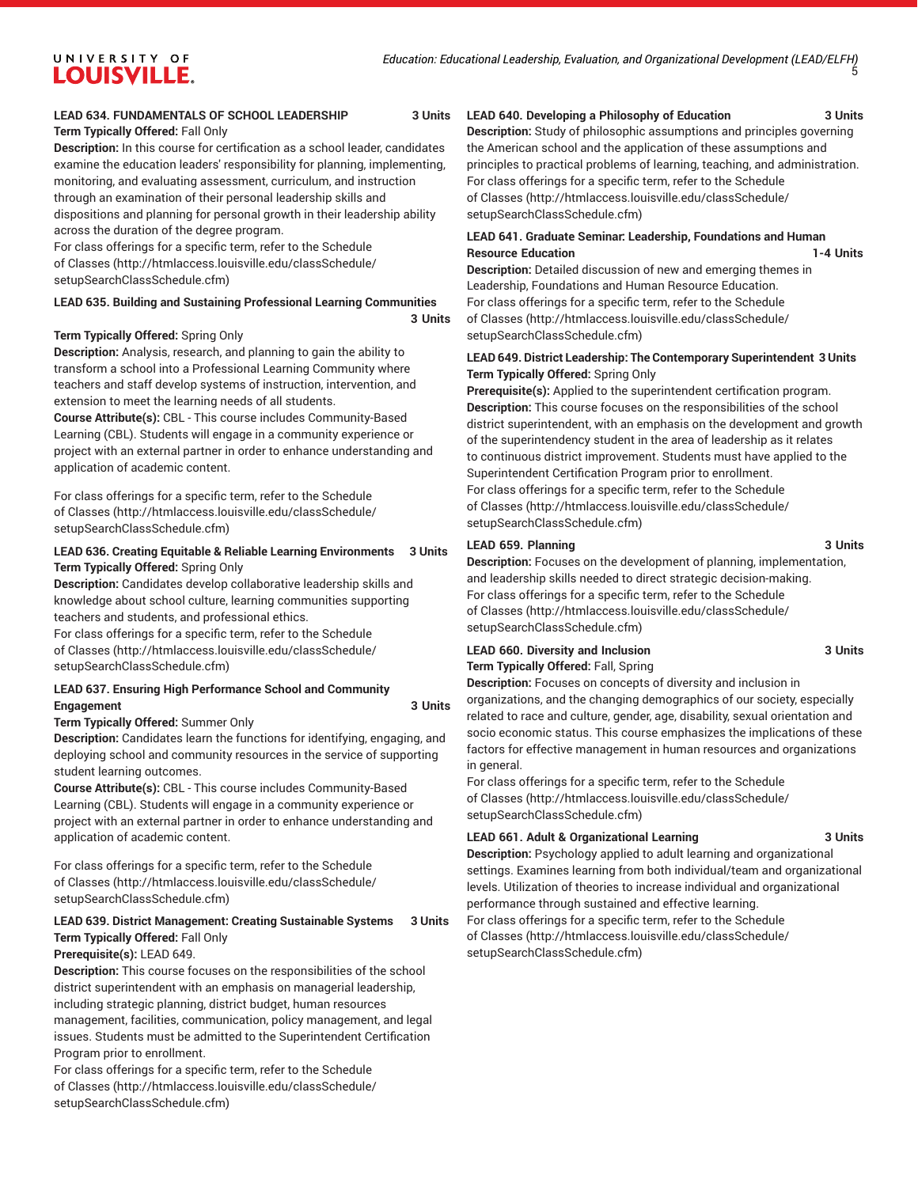**LEAD 634. FUNDAMENTALS OF SCHOOL LEADERSHIP 3 Units**

**Term Typically Offered:** Fall Only

**Description:** In this course for certification as a school leader, candidates examine the education leaders' responsibility for planning, implementing, monitoring, and evaluating assessment, curriculum, and instruction through an examination of their personal leadership skills and dispositions and planning for personal growth in their leadership ability across the duration of the degree program.

For class offerings for a specific term, refer to the Schedule of Classes (http://htmlaccess.louisville.edu/classSchedule/setupSearchClassSchedule.cfm)

**LEAD 635. Building and Sustaining Professional Learning Communities 3 Units**

**Term Typically Offered:** Spring Only

**Description:** Analysis, research, and planning to gain the ability to transform a school into a Professional Learning Community where teachers and staff develop systems of instruction, intervention, and extension to meet the learning needs of all students.

**Course Attribute(s):** CBL - This course includes Community-Based Learning (CBL). Students will engage in a community experience or project with an external partner in order to enhance understanding and application of academic content.

For class offerings for a specific term, refer to the Schedule of Classes (http://htmlaccess.louisville.edu/classSchedule/setupSearchClassSchedule.cfm)

**LEAD 636. Creating Equitable & Reliable Learning Environments 3 Units**

**Term Typically Offered:** Spring Only

**Description:** Candidates develop collaborative leadership skills and knowledge about school culture, learning communities supporting teachers and students, and professional ethics.

For class offerings for a specific term, refer to the Schedule of Classes (http://htmlaccess.louisville.edu/classSchedule/setupSearchClassSchedule.cfm)

**LEAD 637. Ensuring High Performance School and Community Engagement 3 Units**

**Term Typically Offered:** Summer Only

**Description:** Candidates learn the functions for identifying, engaging, and deploying school and community resources in the service of supporting student learning outcomes.

**Course Attribute(s):** CBL - This course includes Community-Based Learning (CBL). Students will engage in a community experience or project with an external partner in order to enhance understanding and application of academic content.

For class offerings for a specific term, refer to the Schedule of Classes (http://htmlaccess.louisville.edu/classSchedule/setupSearchClassSchedule.cfm)

**LEAD 639. District Management: Creating Sustainable Systems 3 Units**

**Term Typically Offered:** Fall Only

**Prerequisite(s):** LEAD 649.

**Description:** This course focuses on the responsibilities of the school district superintendent with an emphasis on managerial leadership, including strategic planning, district budget, human resources management, facilities, communication, policy management, and legal issues. Students must be admitted to the Superintendent Certification Program prior to enrollment.

For class offerings for a specific term, refer to the Schedule of Classes (http://htmlaccess.louisville.edu/classSchedule/setupSearchClassSchedule.cfm)

**LEAD 640. Developing a Philosophy of Education 3 Units**

**Description:** Study of philosophic assumptions and principles governing the American school and the application of these assumptions and principles to practical problems of learning, teaching, and administration.

For class offerings for a specific term, refer to the Schedule of Classes (http://htmlaccess.louisville.edu/classSchedule/setupSearchClassSchedule.cfm)

**LEAD 641. Graduate Seminar: Leadership, Foundations and Human Resource Education 1-4 Units**

**Description:** Detailed discussion of new and emerging themes in Leadership, Foundations and Human Resource Education.

For class offerings for a specific term, refer to the Schedule of Classes (http://htmlaccess.louisville.edu/classSchedule/setupSearchClassSchedule.cfm)

**LEAD 649. District Leadership: The Contemporary Superintendent 3 Units**

**Term Typically Offered:** Spring Only

**Prerequisite(s):** Applied to the superintendent certification program.

**Description:** This course focuses on the responsibilities of the school district superintendent, with an emphasis on the development and growth of the superintendency student in the area of leadership as it relates to continuous district improvement. Students must have applied to the Superintendent Certification Program prior to enrollment.

For class offerings for a specific term, refer to the Schedule of Classes (http://htmlaccess.louisville.edu/classSchedule/setupSearchClassSchedule.cfm)

**LEAD 659. Planning 3 Units**

**Description:** Focuses on the development of planning, implementation, and leadership skills needed to direct strategic decision-making.

For class offerings for a specific term, refer to the Schedule of Classes (http://htmlaccess.louisville.edu/classSchedule/setupSearchClassSchedule.cfm)

**LEAD 660. Diversity and Inclusion 3 Units**

**Term Typically Offered:** Fall, Spring

**Description:** Focuses on concepts of diversity and inclusion in organizations, and the changing demographics of our society, especially related to race and culture, gender, age, disability, sexual orientation and socio economic status. This course emphasizes the implications of these factors for effective management in human resources and organizations in general.

For class offerings for a specific term, refer to the Schedule of Classes (http://htmlaccess.louisville.edu/classSchedule/setupSearchClassSchedule.cfm)

**LEAD 661. Adult & Organizational Learning 3 Units**

**Description:** Psychology applied to adult learning and organizational settings. Examines learning from both individual/team and organizational levels. Utilization of theories to increase individual and organizational performance through sustained and effective learning.

For class offerings for a specific term, refer to the Schedule of Classes (http://htmlaccess.louisville.edu/classSchedule/setupSearchClassSchedule.cfm)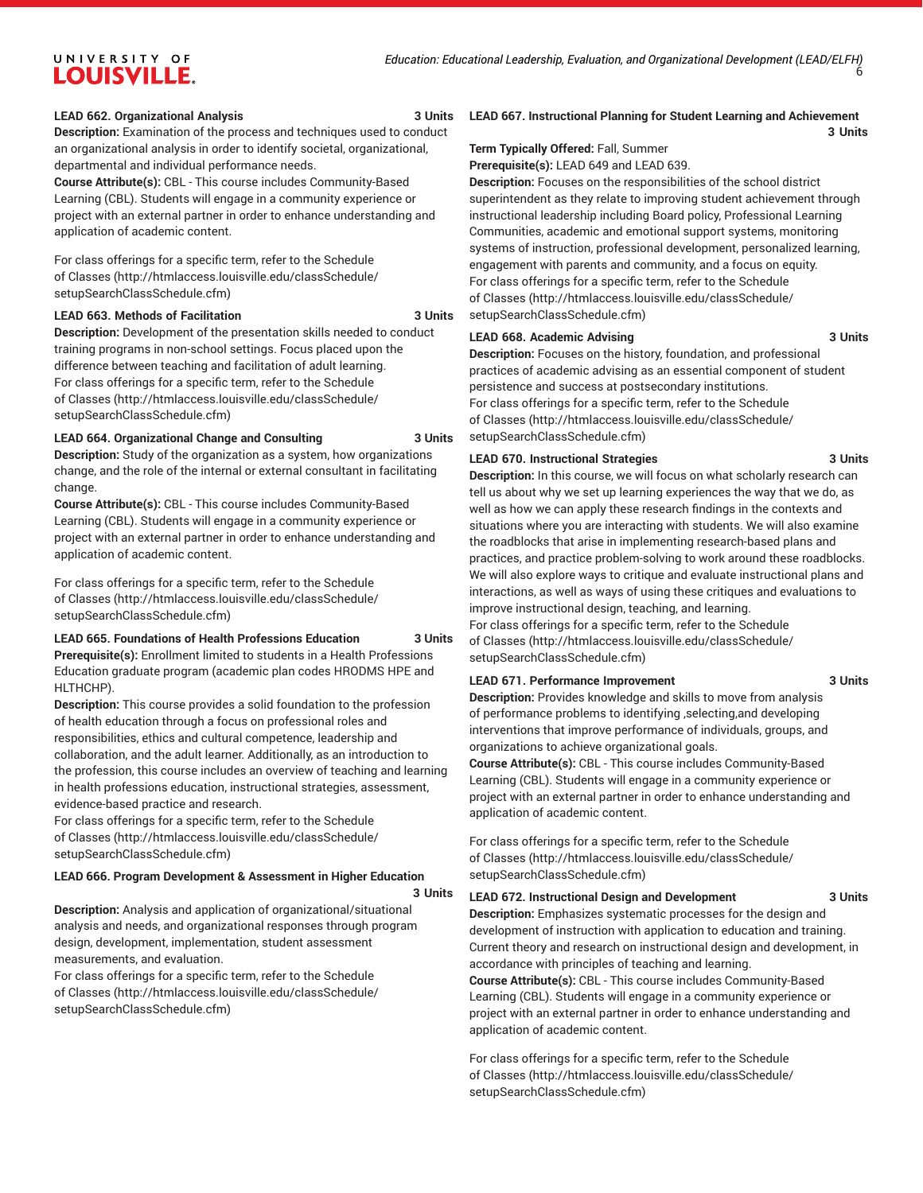**LEAD 662. Organizational Analysis 3 Units**

**Description:** Examination of the process and techniques used to conduct an organizational analysis in order to identify societal, organizational, departmental and individual performance needs.

**Course Attribute(s):** CBL - This course includes Community-Based Learning (CBL). Students will engage in a community experience or project with an external partner in order to enhance understanding and application of academic content.

For class offerings for a specific term, refer to the Schedule of Classes (http://htmlaccess.louisville.edu/classSchedule/setupSearchClassSchedule.cfm)

**LEAD 663. Methods of Facilitation 3 Units**

**Description:** Development of the presentation skills needed to conduct training programs in non-school settings. Focus placed upon the difference between teaching and facilitation of adult learning.

For class offerings for a specific term, refer to the Schedule of Classes (http://htmlaccess.louisville.edu/classSchedule/setupSearchClassSchedule.cfm)

**LEAD 664. Organizational Change and Consulting 3 Units**

**Description:** Study of the organization as a system, how organizations change, and the role of the internal or external consultant in facilitating change.

**Course Attribute(s):** CBL - This course includes Community-Based Learning (CBL). Students will engage in a community experience or project with an external partner in order to enhance understanding and application of academic content.

For class offerings for a specific term, refer to the Schedule of Classes (http://htmlaccess.louisville.edu/classSchedule/setupSearchClassSchedule.cfm)

**LEAD 665. Foundations of Health Professions Education 3 Units**

**Prerequisite(s):** Enrollment limited to students in a Health Professions Education graduate program (academic plan codes HRODMS HPE and HLTHCHP).

**Description:** This course provides a solid foundation to the profession of health education through a focus on professional roles and responsibilities, ethics and cultural competence, leadership and collaboration, and the adult learner. Additionally, as an introduction to the profession, this course includes an overview of teaching and learning in health professions education, instructional strategies, assessment, evidence-based practice and research.

For class offerings for a specific term, refer to the Schedule of Classes (http://htmlaccess.louisville.edu/classSchedule/setupSearchClassSchedule.cfm)

**LEAD 666. Program Development & Assessment in Higher Education 3 Units**

**Description:** Analysis and application of organizational/situational analysis and needs, and organizational responses through program design, development, implementation, student assessment measurements, and evaluation.

For class offerings for a specific term, refer to the Schedule of Classes (http://htmlaccess.louisville.edu/classSchedule/setupSearchClassSchedule.cfm)

**LEAD 667. Instructional Planning for Student Learning and Achievement 3 Units**

**Term Typically Offered:** Fall, Summer

**Prerequisite(s):** LEAD 649 and LEAD 639.

**Description:** Focuses on the responsibilities of the school district superintendent as they relate to improving student achievement through instructional leadership including Board policy, Professional Learning Communities, academic and emotional support systems, monitoring systems of instruction, professional development, personalized learning, engagement with parents and community, and a focus on equity.

For class offerings for a specific term, refer to the Schedule of Classes (http://htmlaccess.louisville.edu/classSchedule/setupSearchClassSchedule.cfm)

**LEAD 668. Academic Advising 3 Units**

**Description:** Focuses on the history, foundation, and professional practices of academic advising as an essential component of student persistence and success at postsecondary institutions.

For class offerings for a specific term, refer to the Schedule of Classes (http://htmlaccess.louisville.edu/classSchedule/setupSearchClassSchedule.cfm)

**LEAD 670. Instructional Strategies 3 Units**

**Description:** In this course, we will focus on what scholarly research can tell us about why we set up learning experiences the way that we do, as well as how we can apply these research findings in the contexts and situations where you are interacting with students. We will also examine the roadblocks that arise in implementing research-based plans and practices, and practice problem-solving to work around these roadblocks. We will also explore ways to critique and evaluate instructional plans and interactions, as well as ways of using these critiques and evaluations to improve instructional design, teaching, and learning.

For class offerings for a specific term, refer to the Schedule of Classes (http://htmlaccess.louisville.edu/classSchedule/setupSearchClassSchedule.cfm)

**LEAD 671. Performance Improvement 3 Units**

**Description:** Provides knowledge and skills to move from analysis of performance problems to identifying ,selecting,and developing interventions that improve performance of individuals, groups, and organizations to achieve organizational goals.

**Course Attribute(s):** CBL - This course includes Community-Based Learning (CBL). Students will engage in a community experience or project with an external partner in order to enhance understanding and application of academic content.

For class offerings for a specific term, refer to the Schedule of Classes (http://htmlaccess.louisville.edu/classSchedule/setupSearchClassSchedule.cfm)

**LEAD 672. Instructional Design and Development 3 Units**

**Description:** Emphasizes systematic processes for the design and development of instruction with application to education and training. Current theory and research on instructional design and development, in accordance with principles of teaching and learning.

**Course Attribute(s):** CBL - This course includes Community-Based Learning (CBL). Students will engage in a community experience or project with an external partner in order to enhance understanding and application of academic content.

For class offerings for a specific term, refer to the Schedule of Classes (http://htmlaccess.louisville.edu/classSchedule/setupSearchClassSchedule.cfm)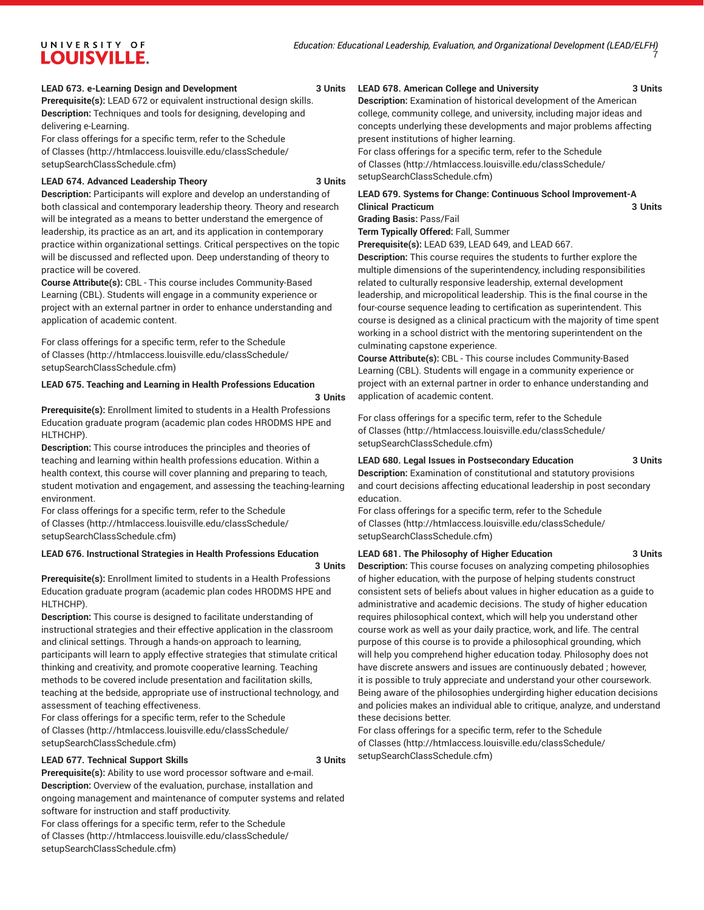**LEAD 673. e-Learning Design and Development** **3 Units**
**Prerequisite(s):** LEAD 672 or equivalent instructional design skills.
**Description:** Techniques and tools for designing, developing and delivering e-Learning.
For class offerings for a specific term, refer to the Schedule of Classes (http://htmlaccess.louisville.edu/classSchedule/setupSearchClassSchedule.cfm)

**LEAD 674. Advanced Leadership Theory** **3 Units**
**Description:** Participants will explore and develop an understanding of both classical and contemporary leadership theory. Theory and research will be integrated as a means to better understand the emergence of leadership, its practice as an art, and its application in contemporary practice within organizational settings. Critical perspectives on the topic will be discussed and reflected upon. Deep understanding of theory to practice will be covered.
**Course Attribute(s):** CBL - This course includes Community-Based Learning (CBL). Students will engage in a community experience or project with an external partner in order to enhance understanding and application of academic content.

For class offerings for a specific term, refer to the Schedule of Classes (http://htmlaccess.louisville.edu/classSchedule/setupSearchClassSchedule.cfm)

**LEAD 675. Teaching and Learning in Health Professions Education** **3 Units**
**Prerequisite(s):** Enrollment limited to students in a Health Professions Education graduate program (academic plan codes HRODMS HPE and HLTHCHP).
**Description:** This course introduces the principles and theories of teaching and learning within health professions education. Within a health context, this course will cover planning and preparing to teach, student motivation and engagement, and assessing the teaching-learning environment.
For class offerings for a specific term, refer to the Schedule of Classes (http://htmlaccess.louisville.edu/classSchedule/setupSearchClassSchedule.cfm)

**LEAD 676. Instructional Strategies in Health Professions Education** **3 Units**
**Prerequisite(s):** Enrollment limited to students in a Health Professions Education graduate program (academic plan codes HRODMS HPE and HLTHCHP).
**Description:** This course is designed to facilitate understanding of instructional strategies and their effective application in the classroom and clinical settings. Through a hands-on approach to learning, participants will learn to apply effective strategies that stimulate critical thinking and creativity, and promote cooperative learning. Teaching methods to be covered include presentation and facilitation skills, teaching at the bedside, appropriate use of instructional technology, and assessment of teaching effectiveness.
For class offerings for a specific term, refer to the Schedule of Classes (http://htmlaccess.louisville.edu/classSchedule/setupSearchClassSchedule.cfm)

**LEAD 677. Technical Support Skills** **3 Units**
**Prerequisite(s):** Ability to use word processor software and e-mail.
**Description:** Overview of the evaluation, purchase, installation and ongoing management and maintenance of computer systems and related software for instruction and staff productivity.
For class offerings for a specific term, refer to the Schedule of Classes (http://htmlaccess.louisville.edu/classSchedule/setupSearchClassSchedule.cfm)

**LEAD 678. American College and University** **3 Units**
**Description:** Examination of historical development of the American college, community college, and university, including major ideas and concepts underlying these developments and major problems affecting present institutions of higher learning.
For class offerings for a specific term, refer to the Schedule of Classes (http://htmlaccess.louisville.edu/classSchedule/setupSearchClassSchedule.cfm)

**LEAD 679. Systems for Change: Continuous School Improvement-A Clinical Practicum** **3 Units**
**Grading Basis:** Pass/Fail
**Term Typically Offered:** Fall, Summer
**Prerequisite(s):** LEAD 639, LEAD 649, and LEAD 667.
**Description:** This course requires the students to further explore the multiple dimensions of the superintendency, including responsibilities related to culturally responsive leadership, external development leadership, and micropolitical leadership. This is the final course in the four-course sequence leading to certification as superintendent. This course is designed as a clinical practicum with the majority of time spent working in a school district with the mentoring superintendent on the culminating capstone experience.
**Course Attribute(s):** CBL - This course includes Community-Based Learning (CBL). Students will engage in a community experience or project with an external partner in order to enhance understanding and application of academic content.

For class offerings for a specific term, refer to the Schedule of Classes (http://htmlaccess.louisville.edu/classSchedule/setupSearchClassSchedule.cfm)

**LEAD 680. Legal Issues in Postsecondary Education** **3 Units**
**Description:** Examination of constitutional and statutory provisions and court decisions affecting educational leadership in post secondary education.
For class offerings for a specific term, refer to the Schedule of Classes (http://htmlaccess.louisville.edu/classSchedule/setupSearchClassSchedule.cfm)

**LEAD 681. The Philosophy of Higher Education** **3 Units**
**Description:** This course focuses on analyzing competing philosophies of higher education, with the purpose of helping students construct consistent sets of beliefs about values in higher education as a guide to administrative and academic decisions. The study of higher education requires philosophical context, which will help you understand other course work as well as your daily practice, work, and life. The central purpose of this course is to provide a philosophical grounding, which will help you comprehend higher education today. Philosophy does not have discrete answers and issues are continuously debated ; however, it is possible to truly appreciate and understand your other coursework. Being aware of the philosophies undergirding higher education decisions and policies makes an individual able to critique, analyze, and understand these decisions better.
For class offerings for a specific term, refer to the Schedule of Classes (http://htmlaccess.louisville.edu/classSchedule/setupSearchClassSchedule.cfm)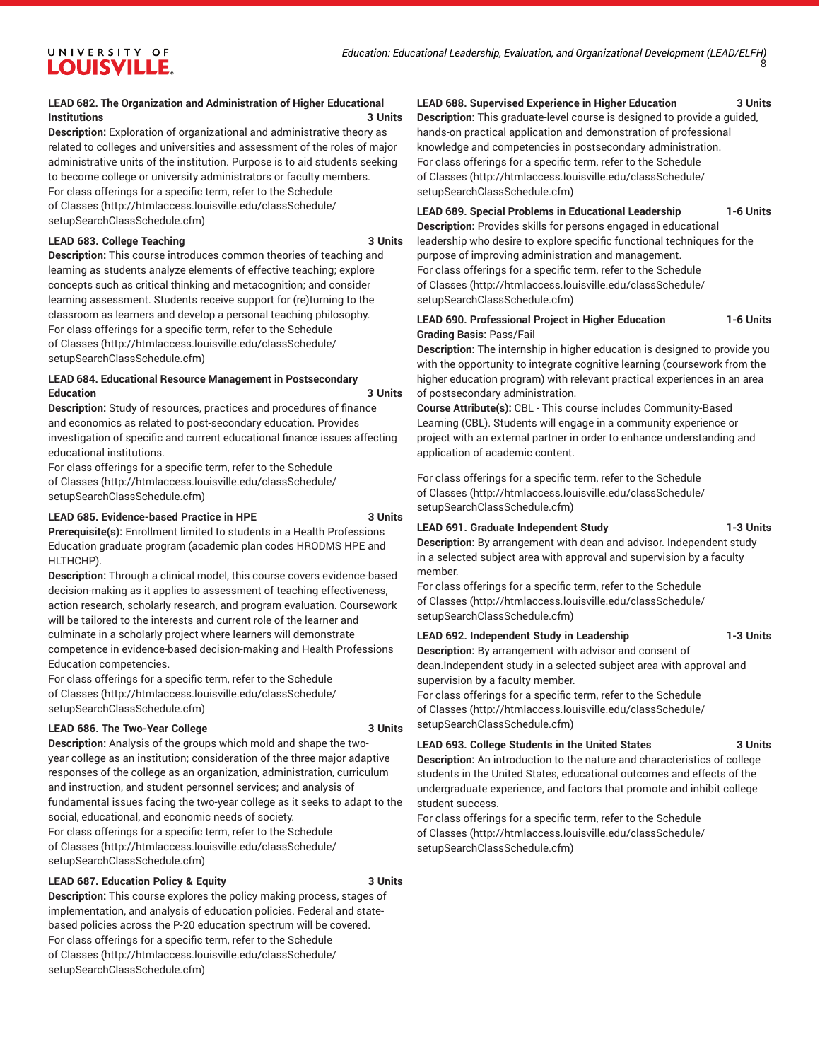**LEAD 682. The Organization and Administration of Higher Educational Institutions 3 Units**

**Description:** Exploration of organizational and administrative theory as related to colleges and universities and assessment of the roles of major administrative units of the institution. Purpose is to aid students seeking to become college or university administrators or faculty members.

For class offerings for a specific term, refer to the Schedule of Classes (http://htmlaccess.louisville.edu/classSchedule/setupSearchClassSchedule.cfm)

**LEAD 683. College Teaching 3 Units**

**Description:** This course introduces common theories of teaching and learning as students analyze elements of effective teaching; explore concepts such as critical thinking and metacognition; and consider learning assessment. Students receive support for (re)turning to the classroom as learners and develop a personal teaching philosophy.

For class offerings for a specific term, refer to the Schedule of Classes (http://htmlaccess.louisville.edu/classSchedule/setupSearchClassSchedule.cfm)

**LEAD 684. Educational Resource Management in Postsecondary Education 3 Units**

**Description:** Study of resources, practices and procedures of finance and economics as related to post-secondary education. Provides investigation of specific and current educational finance issues affecting educational institutions.

For class offerings for a specific term, refer to the Schedule of Classes (http://htmlaccess.louisville.edu/classSchedule/setupSearchClassSchedule.cfm)

**LEAD 685. Evidence-based Practice in HPE 3 Units**

**Prerequisite(s):** Enrollment limited to students in a Health Professions Education graduate program (academic plan codes HRODMS HPE and HLTHCHP).

**Description:** Through a clinical model, this course covers evidence-based decision-making as it applies to assessment of teaching effectiveness, action research, scholarly research, and program evaluation. Coursework will be tailored to the interests and current role of the learner and culminate in a scholarly project where learners will demonstrate competence in evidence-based decision-making and Health Professions Education competencies.

For class offerings for a specific term, refer to the Schedule of Classes (http://htmlaccess.louisville.edu/classSchedule/setupSearchClassSchedule.cfm)

**LEAD 686. The Two-Year College 3 Units**

**Description:** Analysis of the groups which mold and shape the two-year college as an institution; consideration of the three major adaptive responses of the college as an organization, administration, curriculum and instruction, and student personnel services; and analysis of fundamental issues facing the two-year college as it seeks to adapt to the social, educational, and economic needs of society.

For class offerings for a specific term, refer to the Schedule of Classes (http://htmlaccess.louisville.edu/classSchedule/setupSearchClassSchedule.cfm)

**LEAD 687. Education Policy & Equity 3 Units**

**Description:** This course explores the policy making process, stages of implementation, and analysis of education policies. Federal and state-based policies across the P-20 education spectrum will be covered.

For class offerings for a specific term, refer to the Schedule of Classes (http://htmlaccess.louisville.edu/classSchedule/setupSearchClassSchedule.cfm)

**LEAD 688. Supervised Experience in Higher Education 3 Units**

**Description:** This graduate-level course is designed to provide a guided, hands-on practical application and demonstration of professional knowledge and competencies in postsecondary administration.

For class offerings for a specific term, refer to the Schedule of Classes (http://htmlaccess.louisville.edu/classSchedule/setupSearchClassSchedule.cfm)

**LEAD 689. Special Problems in Educational Leadership 1-6 Units**

**Description:** Provides skills for persons engaged in educational leadership who desire to explore specific functional techniques for the purpose of improving administration and management.

For class offerings for a specific term, refer to the Schedule of Classes (http://htmlaccess.louisville.edu/classSchedule/setupSearchClassSchedule.cfm)

**LEAD 690. Professional Project in Higher Education 1-6 Units**

**Grading Basis:** Pass/Fail

**Description:** The internship in higher education is designed to provide you with the opportunity to integrate cognitive learning (coursework from the higher education program) with relevant practical experiences in an area of postsecondary administration.

**Course Attribute(s):** CBL - This course includes Community-Based Learning (CBL). Students will engage in a community experience or project with an external partner in order to enhance understanding and application of academic content.

For class offerings for a specific term, refer to the Schedule of Classes (http://htmlaccess.louisville.edu/classSchedule/setupSearchClassSchedule.cfm)

**LEAD 691. Graduate Independent Study 1-3 Units**

**Description:** By arrangement with dean and advisor. Independent study in a selected subject area with approval and supervision by a faculty member.

For class offerings for a specific term, refer to the Schedule of Classes (http://htmlaccess.louisville.edu/classSchedule/setupSearchClassSchedule.cfm)

**LEAD 692. Independent Study in Leadership 1-3 Units**

**Description:** By arrangement with advisor and consent of dean.Independent study in a selected subject area with approval and supervision by a faculty member.

For class offerings for a specific term, refer to the Schedule of Classes (http://htmlaccess.louisville.edu/classSchedule/setupSearchClassSchedule.cfm)

**LEAD 693. College Students in the United States 3 Units**

**Description:** An introduction to the nature and characteristics of college students in the United States, educational outcomes and effects of the undergraduate experience, and factors that promote and inhibit college student success.

For class offerings for a specific term, refer to the Schedule of Classes (http://htmlaccess.louisville.edu/classSchedule/setupSearchClassSchedule.cfm)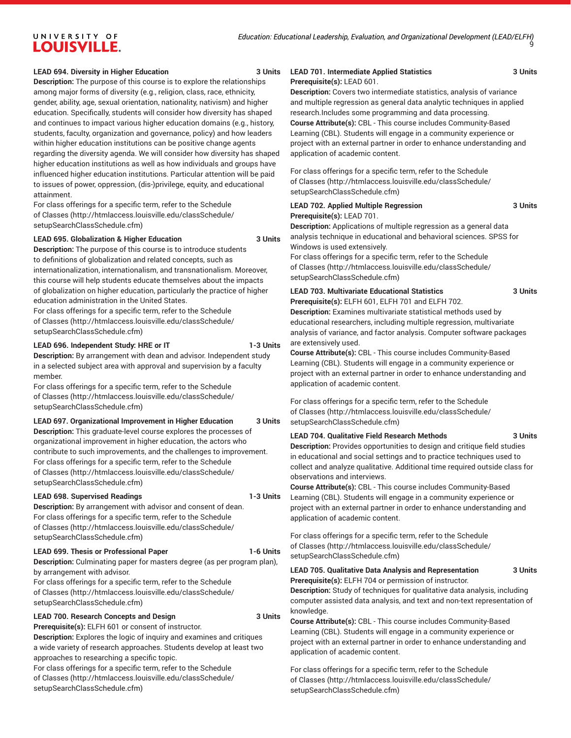**LEAD 694. Diversity in Higher Education** 3 Units

**Description:** The purpose of this course is to explore the relationships among major forms of diversity (e.g., religion, class, race, ethnicity, gender, ability, age, sexual orientation, nationality, nativism) and higher education. Specifically, students will consider how diversity has shaped and continues to impact various higher education domains (e.g., history, students, faculty, organization and governance, policy) and how leaders within higher education institutions can be positive change agents regarding the diversity agenda. We will consider how diversity has shaped higher education institutions as well as how individuals and groups have influenced higher education institutions. Particular attention will be paid to issues of power, oppression, (dis-)privilege, equity, and educational attainment.

For class offerings for a specific term, refer to the Schedule of Classes (http://htmlaccess.louisville.edu/classSchedule/setupSearchClassSchedule.cfm)

**LEAD 695. Globalization & Higher Education** 3 Units

**Description:** The purpose of this course is to introduce students to definitions of globalization and related concepts, such as internationalization, internationalism, and transnationalism. Moreover, this course will help students educate themselves about the impacts of globalization on higher education, particularly the practice of higher education administration in the United States.

For class offerings for a specific term, refer to the Schedule of Classes (http://htmlaccess.louisville.edu/classSchedule/setupSearchClassSchedule.cfm)

**LEAD 696. Independent Study: HRE or IT** 1-3 Units

**Description:** By arrangement with dean and advisor. Independent study in a selected subject area with approval and supervision by a faculty member.

For class offerings for a specific term, refer to the Schedule of Classes (http://htmlaccess.louisville.edu/classSchedule/setupSearchClassSchedule.cfm)

**LEAD 697. Organizational Improvement in Higher Education** 3 Units

**Description:** This graduate-level course explores the processes of organizational improvement in higher education, the actors who contribute to such improvements, and the challenges to improvement.

For class offerings for a specific term, refer to the Schedule of Classes (http://htmlaccess.louisville.edu/classSchedule/setupSearchClassSchedule.cfm)

**LEAD 698. Supervised Readings** 1-3 Units

**Description:** By arrangement with advisor and consent of dean.

For class offerings for a specific term, refer to the Schedule of Classes (http://htmlaccess.louisville.edu/classSchedule/setupSearchClassSchedule.cfm)

**LEAD 699. Thesis or Professional Paper** 1-6 Units

**Description:** Culminating paper for masters degree (as per program plan), by arrangement with advisor.

For class offerings for a specific term, refer to the Schedule of Classes (http://htmlaccess.louisville.edu/classSchedule/setupSearchClassSchedule.cfm)

**LEAD 700. Research Concepts and Design** 3 Units

**Prerequisite(s):** ELFH 601 or consent of instructor.

**Description:** Explores the logic of inquiry and examines and critiques a wide variety of research approaches. Students develop at least two approaches to researching a specific topic.

For class offerings for a specific term, refer to the Schedule of Classes (http://htmlaccess.louisville.edu/classSchedule/setupSearchClassSchedule.cfm)

**LEAD 701. Intermediate Applied Statistics** 3 Units

**Prerequisite(s):** LEAD 601.

**Description:** Covers two intermediate statistics, analysis of variance and multiple regression as general data analytic techniques in applied research.Includes some programming and data processing.

**Course Attribute(s):** CBL - This course includes Community-Based Learning (CBL). Students will engage in a community experience or project with an external partner in order to enhance understanding and application of academic content.

For class offerings for a specific term, refer to the Schedule of Classes (http://htmlaccess.louisville.edu/classSchedule/setupSearchClassSchedule.cfm)

**LEAD 702. Applied Multiple Regression** 3 Units

**Prerequisite(s):** LEAD 701.

**Description:** Applications of multiple regression as a general data analysis technique in educational and behavioral sciences. SPSS for Windows is used extensively.

For class offerings for a specific term, refer to the Schedule of Classes (http://htmlaccess.louisville.edu/classSchedule/setupSearchClassSchedule.cfm)

**LEAD 703. Multivariate Educational Statistics** 3 Units

**Prerequisite(s):** ELFH 601, ELFH 701 and ELFH 702.

**Description:** Examines multivariate statistical methods used by educational researchers, including multiple regression, multivariate analysis of variance, and factor analysis. Computer software packages are extensively used.

**Course Attribute(s):** CBL - This course includes Community-Based Learning (CBL). Students will engage in a community experience or project with an external partner in order to enhance understanding and application of academic content.

For class offerings for a specific term, refer to the Schedule of Classes (http://htmlaccess.louisville.edu/classSchedule/setupSearchClassSchedule.cfm)

**LEAD 704. Qualitative Field Research Methods** 3 Units

**Description:** Provides opportunities to design and critique field studies in educational and social settings and to practice techniques used to collect and analyze qualitative. Additional time required outside class for observations and interviews.

**Course Attribute(s):** CBL - This course includes Community-Based Learning (CBL). Students will engage in a community experience or project with an external partner in order to enhance understanding and application of academic content.

For class offerings for a specific term, refer to the Schedule of Classes (http://htmlaccess.louisville.edu/classSchedule/setupSearchClassSchedule.cfm)

**LEAD 705. Qualitative Data Analysis and Representation** 3 Units

**Prerequisite(s):** ELFH 704 or permission of instructor.

**Description:** Study of techniques for qualitative data analysis, including computer assisted data analysis, and text and non-text representation of knowledge.

**Course Attribute(s):** CBL - This course includes Community-Based Learning (CBL). Students will engage in a community experience or project with an external partner in order to enhance understanding and application of academic content.

For class offerings for a specific term, refer to the Schedule of Classes (http://htmlaccess.louisville.edu/classSchedule/setupSearchClassSchedule.cfm)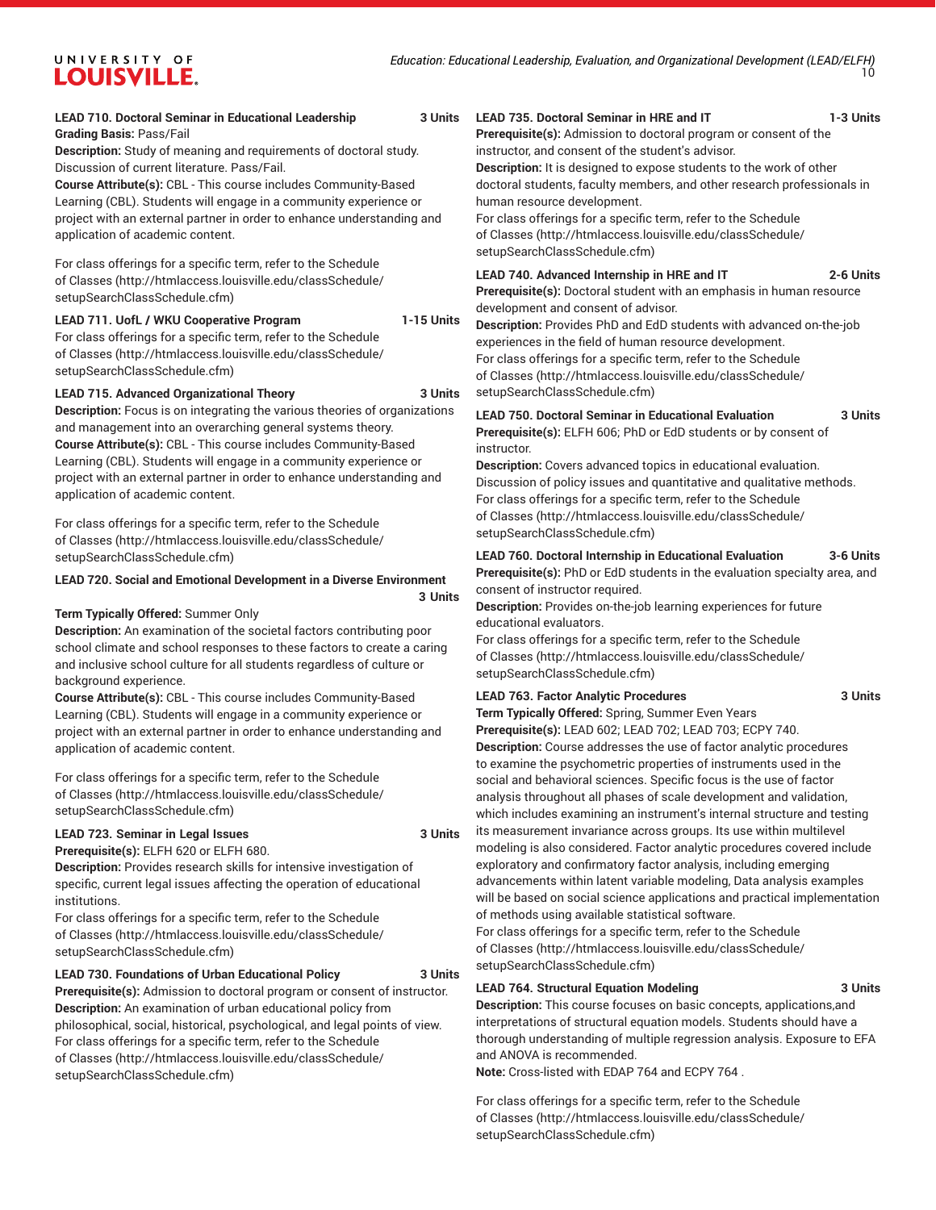**LEAD 710. Doctoral Seminar in Educational Leadership** **3 Units**
**Grading Basis:** Pass/Fail
**Description:** Study of meaning and requirements of doctoral study. Discussion of current literature. Pass/Fail.
**Course Attribute(s):** CBL - This course includes Community-Based Learning (CBL). Students will engage in a community experience or project with an external partner in order to enhance understanding and application of academic content.

For class offerings for a specific term, refer to the Schedule of Classes (http://htmlaccess.louisville.edu/classSchedule/setupSearchClassSchedule.cfm)

**LEAD 711. UofL / WKU Cooperative Program** **1-15 Units**
For class offerings for a specific term, refer to the Schedule of Classes (http://htmlaccess.louisville.edu/classSchedule/setupSearchClassSchedule.cfm)

**LEAD 715. Advanced Organizational Theory** **3 Units**
**Description:** Focus is on integrating the various theories of organizations and management into an overarching general systems theory.
**Course Attribute(s):** CBL - This course includes Community-Based Learning (CBL). Students will engage in a community experience or project with an external partner in order to enhance understanding and application of academic content.

For class offerings for a specific term, refer to the Schedule of Classes (http://htmlaccess.louisville.edu/classSchedule/setupSearchClassSchedule.cfm)

**LEAD 720. Social and Emotional Development in a Diverse Environment** **3 Units**
**Term Typically Offered:** Summer Only
**Description:** An examination of the societal factors contributing poor school climate and school responses to these factors to create a caring and inclusive school culture for all students regardless of culture or background experience.
**Course Attribute(s):** CBL - This course includes Community-Based Learning (CBL). Students will engage in a community experience or project with an external partner in order to enhance understanding and application of academic content.

For class offerings for a specific term, refer to the Schedule of Classes (http://htmlaccess.louisville.edu/classSchedule/setupSearchClassSchedule.cfm)

**LEAD 723. Seminar in Legal Issues** **3 Units**
**Prerequisite(s):** ELFH 620 or ELFH 680.
**Description:** Provides research skills for intensive investigation of specific, current legal issues affecting the operation of educational institutions.
For class offerings for a specific term, refer to the Schedule of Classes (http://htmlaccess.louisville.edu/classSchedule/setupSearchClassSchedule.cfm)

**LEAD 730. Foundations of Urban Educational Policy** **3 Units**
**Prerequisite(s):** Admission to doctoral program or consent of instructor.
**Description:** An examination of urban educational policy from philosophical, social, historical, psychological, and legal points of view.
For class offerings for a specific term, refer to the Schedule of Classes (http://htmlaccess.louisville.edu/classSchedule/setupSearchClassSchedule.cfm)

**LEAD 735. Doctoral Seminar in HRE and IT** **1-3 Units**
**Prerequisite(s):** Admission to doctoral program or consent of the instructor, and consent of the student's advisor.
**Description:** It is designed to expose students to the work of other doctoral students, faculty members, and other research professionals in human resource development.
For class offerings for a specific term, refer to the Schedule of Classes (http://htmlaccess.louisville.edu/classSchedule/setupSearchClassSchedule.cfm)

**LEAD 740. Advanced Internship in HRE and IT** **2-6 Units**
**Prerequisite(s):** Doctoral student with an emphasis in human resource development and consent of advisor.
**Description:** Provides PhD and EdD students with advanced on-the-job experiences in the field of human resource development.
For class offerings for a specific term, refer to the Schedule of Classes (http://htmlaccess.louisville.edu/classSchedule/setupSearchClassSchedule.cfm)

**LEAD 750. Doctoral Seminar in Educational Evaluation** **3 Units**
**Prerequisite(s):** ELFH 606; PhD or EdD students or by consent of instructor.
**Description:** Covers advanced topics in educational evaluation. Discussion of policy issues and quantitative and qualitative methods.
For class offerings for a specific term, refer to the Schedule of Classes (http://htmlaccess.louisville.edu/classSchedule/setupSearchClassSchedule.cfm)

**LEAD 760. Doctoral Internship in Educational Evaluation** **3-6 Units**
**Prerequisite(s):** PhD or EdD students in the evaluation specialty area, and consent of instructor required.
**Description:** Provides on-the-job learning experiences for future educational evaluators.
For class offerings for a specific term, refer to the Schedule of Classes (http://htmlaccess.louisville.edu/classSchedule/setupSearchClassSchedule.cfm)

**LEAD 763. Factor Analytic Procedures** **3 Units**
**Term Typically Offered:** Spring, Summer Even Years
**Prerequisite(s):** LEAD 602; LEAD 702; LEAD 703; ECPY 740.
**Description:** Course addresses the use of factor analytic procedures to examine the psychometric properties of instruments used in the social and behavioral sciences. Specific focus is the use of factor analysis throughout all phases of scale development and validation, which includes examining an instrument's internal structure and testing its measurement invariance across groups. Its use within multilevel modeling is also considered. Factor analytic procedures covered include exploratory and confirmatory factor analysis, including emerging advancements within latent variable modeling, Data analysis examples will be based on social science applications and practical implementation of methods using available statistical software.
For class offerings for a specific term, refer to the Schedule of Classes (http://htmlaccess.louisville.edu/classSchedule/setupSearchClassSchedule.cfm)

**LEAD 764. Structural Equation Modeling** **3 Units**
**Description:** This course focuses on basic concepts, applications,and interpretations of structural equation models. Students should have a thorough understanding of multiple regression analysis. Exposure to EFA and ANOVA is recommended.
**Note:** Cross-listed with EDAP 764 and ECPY 764 .

For class offerings for a specific term, refer to the Schedule of Classes (http://htmlaccess.louisville.edu/classSchedule/setupSearchClassSchedule.cfm)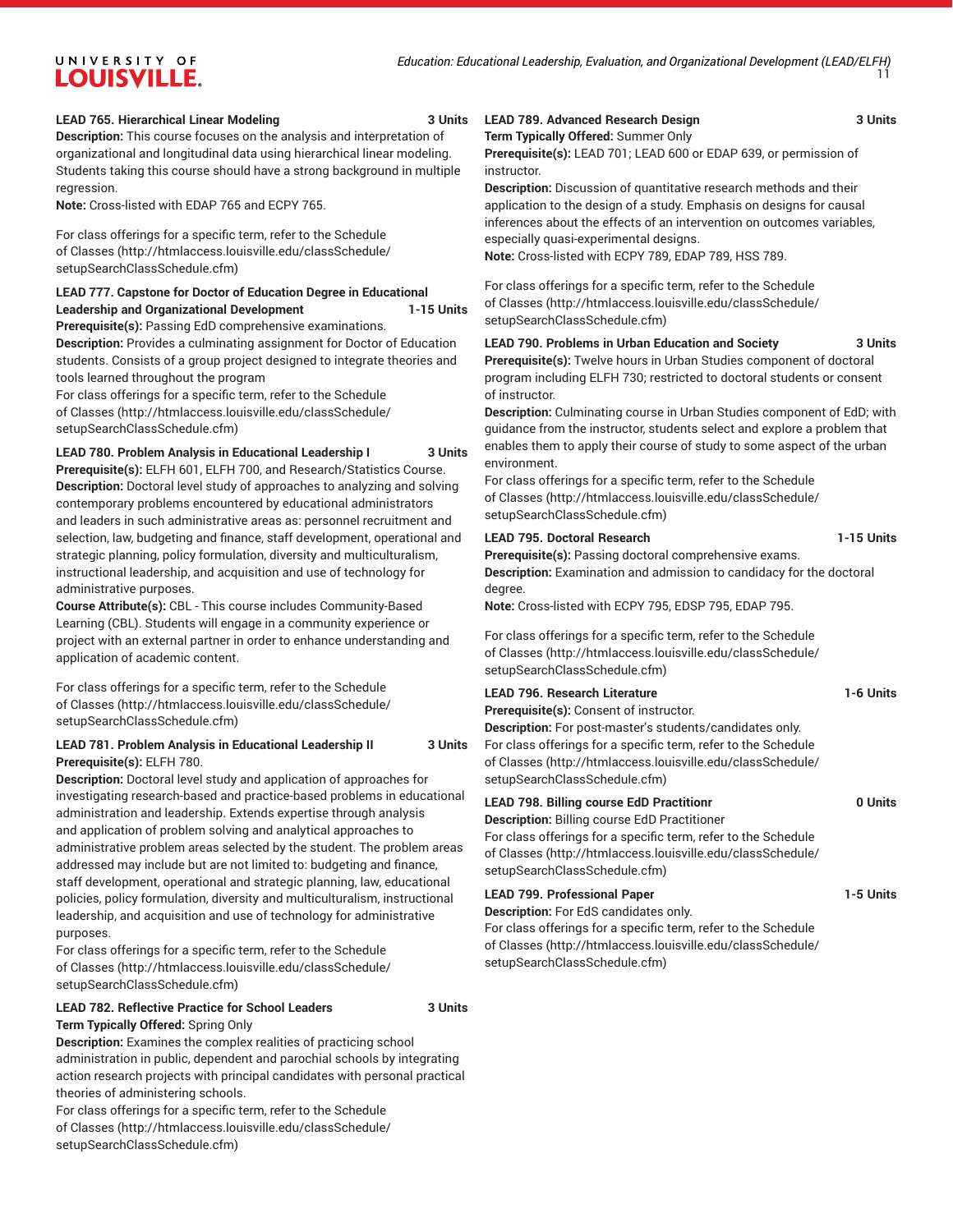**LEAD 765. Hierarchical Linear Modeling** **3 Units**

**Description:** This course focuses on the analysis and interpretation of organizational and longitudinal data using hierarchical linear modeling. Students taking this course should have a strong background in multiple regression.

**Note:** Cross-listed with EDAP 765 and ECPY 765.

For class offerings for a specific term, refer to the Schedule of Classes (http://htmlaccess.louisville.edu/classSchedule/setupSearchClassSchedule.cfm)

**LEAD 777. Capstone for Doctor of Education Degree in Educational Leadership and Organizational Development** **1-15 Units**

**Prerequisite(s):** Passing EdD comprehensive examinations.

**Description:** Provides a culminating assignment for Doctor of Education students. Consists of a group project designed to integrate theories and tools learned throughout the program

For class offerings for a specific term, refer to the Schedule of Classes (http://htmlaccess.louisville.edu/classSchedule/setupSearchClassSchedule.cfm)

**LEAD 780. Problem Analysis in Educational Leadership I** **3 Units**

**Prerequisite(s):** ELFH 601, ELFH 700, and Research/Statistics Course.

**Description:** Doctoral level study of approaches to analyzing and solving contemporary problems encountered by educational administrators and leaders in such administrative areas as: personnel recruitment and selection, law, budgeting and finance, staff development, operational and strategic planning, policy formulation, diversity and multiculturalism, instructional leadership, and acquisition and use of technology for administrative purposes.

**Course Attribute(s):** CBL - This course includes Community-Based Learning (CBL). Students will engage in a community experience or project with an external partner in order to enhance understanding and application of academic content.

For class offerings for a specific term, refer to the Schedule of Classes (http://htmlaccess.louisville.edu/classSchedule/setupSearchClassSchedule.cfm)

**LEAD 781. Problem Analysis in Educational Leadership II** **3 Units**

**Prerequisite(s):** ELFH 780.

**Description:** Doctoral level study and application of approaches for investigating research-based and practice-based problems in educational administration and leadership. Extends expertise through analysis and application of problem solving and analytical approaches to administrative problem areas selected by the student. The problem areas addressed may include but are not limited to: budgeting and finance, staff development, operational and strategic planning, law, educational policies, policy formulation, diversity and multiculturalism, instructional leadership, and acquisition and use of technology for administrative purposes.

For class offerings for a specific term, refer to the Schedule of Classes (http://htmlaccess.louisville.edu/classSchedule/setupSearchClassSchedule.cfm)

**LEAD 782. Reflective Practice for School Leaders** **3 Units**

**Term Typically Offered:** Spring Only

**Description:** Examines the complex realities of practicing school administration in public, dependent and parochial schools by integrating action research projects with principal candidates with personal practical theories of administering schools.

For class offerings for a specific term, refer to the Schedule of Classes (http://htmlaccess.louisville.edu/classSchedule/setupSearchClassSchedule.cfm)

**LEAD 789. Advanced Research Design** **3 Units**

**Term Typically Offered:** Summer Only

**Prerequisite(s):** LEAD 701; LEAD 600 or EDAP 639, or permission of instructor.

**Description:** Discussion of quantitative research methods and their application to the design of a study. Emphasis on designs for causal inferences about the effects of an intervention on outcomes variables, especially quasi-experimental designs.

**Note:** Cross-listed with ECPY 789, EDAP 789, HSS 789.

For class offerings for a specific term, refer to the Schedule of Classes (http://htmlaccess.louisville.edu/classSchedule/setupSearchClassSchedule.cfm)

**LEAD 790. Problems in Urban Education and Society** **3 Units**

**Prerequisite(s):** Twelve hours in Urban Studies component of doctoral program including ELFH 730; restricted to doctoral students or consent of instructor.

**Description:** Culminating course in Urban Studies component of EdD; with guidance from the instructor, students select and explore a problem that enables them to apply their course of study to some aspect of the urban environment.

For class offerings for a specific term, refer to the Schedule of Classes (http://htmlaccess.louisville.edu/classSchedule/setupSearchClassSchedule.cfm)

**LEAD 795. Doctoral Research** **1-15 Units**

**Prerequisite(s):** Passing doctoral comprehensive exams.

**Description:** Examination and admission to candidacy for the doctoral degree.

**Note:** Cross-listed with ECPY 795, EDSP 795, EDAP 795.

For class offerings for a specific term, refer to the Schedule of Classes (http://htmlaccess.louisville.edu/classSchedule/setupSearchClassSchedule.cfm)

**LEAD 796. Research Literature** **1-6 Units**

**Prerequisite(s):** Consent of instructor.

**Description:** For post-master's students/candidates only.

For class offerings for a specific term, refer to the Schedule of Classes (http://htmlaccess.louisville.edu/classSchedule/setupSearchClassSchedule.cfm)

**LEAD 798. Billing course EdD Practitionr** **0 Units**

**Description:** Billing course EdD Practitioner

For class offerings for a specific term, refer to the Schedule of Classes (http://htmlaccess.louisville.edu/classSchedule/setupSearchClassSchedule.cfm)

**LEAD 799. Professional Paper** **1-5 Units**

**Description:** For EdS candidates only.

For class offerings for a specific term, refer to the Schedule of Classes (http://htmlaccess.louisville.edu/classSchedule/setupSearchClassSchedule.cfm)